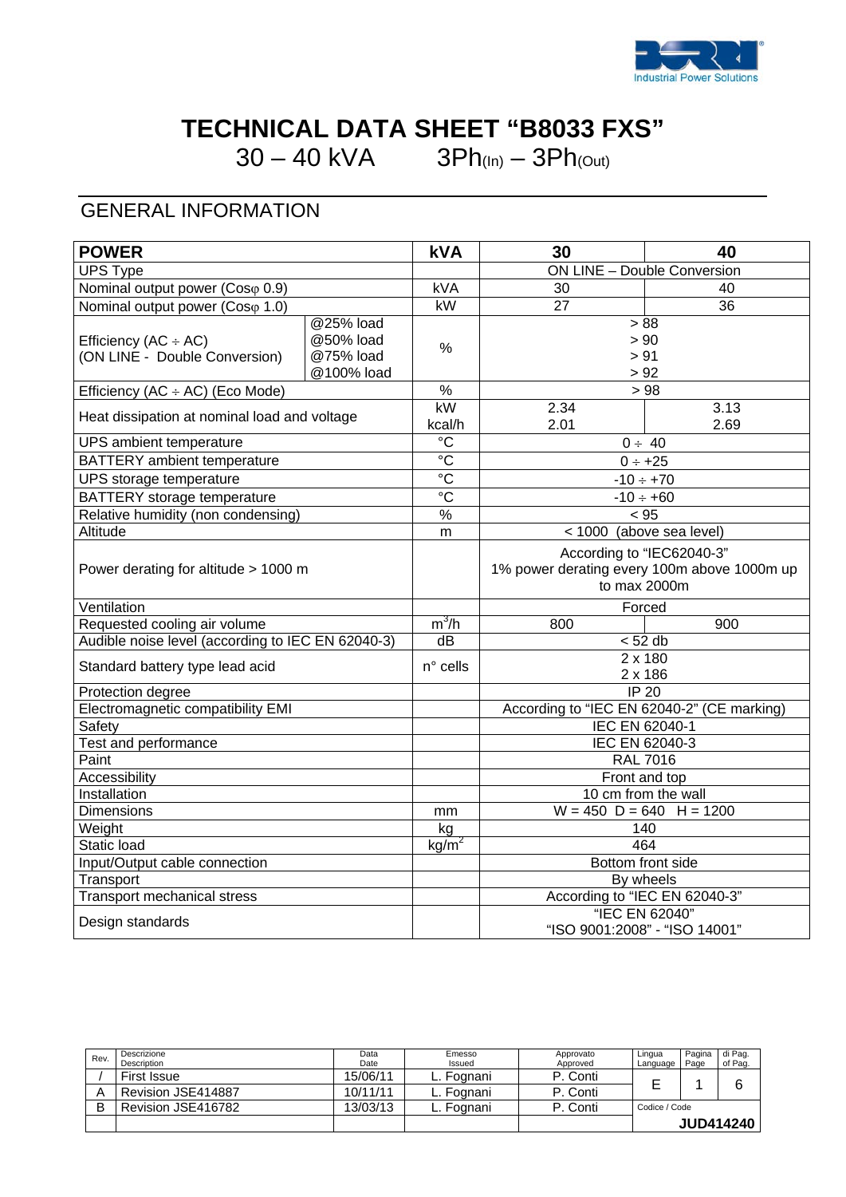# TECHNICAL DATA SHEET "B8033 FXS"

30 – 40 kVA   3Ph(In) – 3Ph(Out)

## GENERAL INFORMATION

| **POWER** | | **kVA** | **30** | **40** |
|---|---|---|---|---|
| UPS Type | | | ON LINE – Double Conversion | |
| Nominal output power (Cosφ 0.9) | | kVA | 30 | 40 |
| Nominal output power (Cosφ 1.0) | | kW | 27 | 36 |
| Efficiency (AC ÷ AC) (ON LINE - Double Conversion) | @25% load | % | > 88 | |
| | @50% load | | > 90 | |
| | @75% load | | > 91 | |
| | @100% load | | > 92 | |
| Efficiency (AC ÷ AC) (Eco Mode) | | % | > 98 | |
| Heat dissipation at nominal load and voltage | | kW | 2.34 | 3.13 |
| | | kcal/h | 2.01 | 2.69 |
| UPS ambient temperature | | °C | 0 ÷ 40 | |
| BATTERY ambient temperature | | °C | 0 ÷ +25 | |
| UPS storage temperature | | °C | -10 ÷ +70 | |
| BATTERY storage temperature | | °C | -10 ÷ +60 | |
| Relative humidity (non condensing) | | % | < 95 | |
| Altitude | | m | < 1000 (above sea level) | |
| Power derating for altitude > 1000 m | | | According to "IEC62040-3" 1% power derating every 100m above 1000m up to max 2000m | |
| Ventilation | | | Forced | |
| Requested cooling air volume | | $m^3/h$ | 800 | 900 |
| Audible noise level (according to IEC EN 62040-3) | | dB | < 52 db | |
| Standard battery type lead acid | | n° cells | 2 x 180<br>2 x 186 | |
| Protection degree | | | IP 20 | |
| Electromagnetic compatibility EMI | | | According to "IEC EN 62040-2" (CE marking) | |
| Safety | | | IEC EN 62040-1 | |
| Test and performance | | | IEC EN 62040-3 | |
| Paint | | | RAL 7016 | |
| Accessibility | | | Front and top | |
| Installation | | | 10 cm from the wall | |
| Dimensions | | mm | W = 450 D = 640 H = 1200 | |
| Weight | | kg | 140 | |
| Static load | | $kg/m^2$ | 464 | |
| Input/Output cable connection | | | Bottom front side | |
| Transport | | | By wheels | |
| Transport mechanical stress | | | According to "IEC EN 62040-3" | |
| Design standards | | | "IEC EN 62040"<br>"ISO 9001:2008" - "ISO 14001" | |

| Rev. | Descrizione / Description | Data / Date | Emesso / Issued | Approvato / Approved | Lingua / Language | Pagina / Page | di Pag. / of Pag. |
|---|---|---|---|---|---|---|---|
| / | First Issue | 15/06/11 | L. Fognani | P. Conti | E | 1 | 6 |
| A | Revision JSE414887 | 10/11/11 | L. Fognani | P. Conti | | | |
| B | Revision JSE416782 | 13/03/13 | L. Fognani | P. Conti | Codice / Code | | |
| | | | | | JUD414240 | | |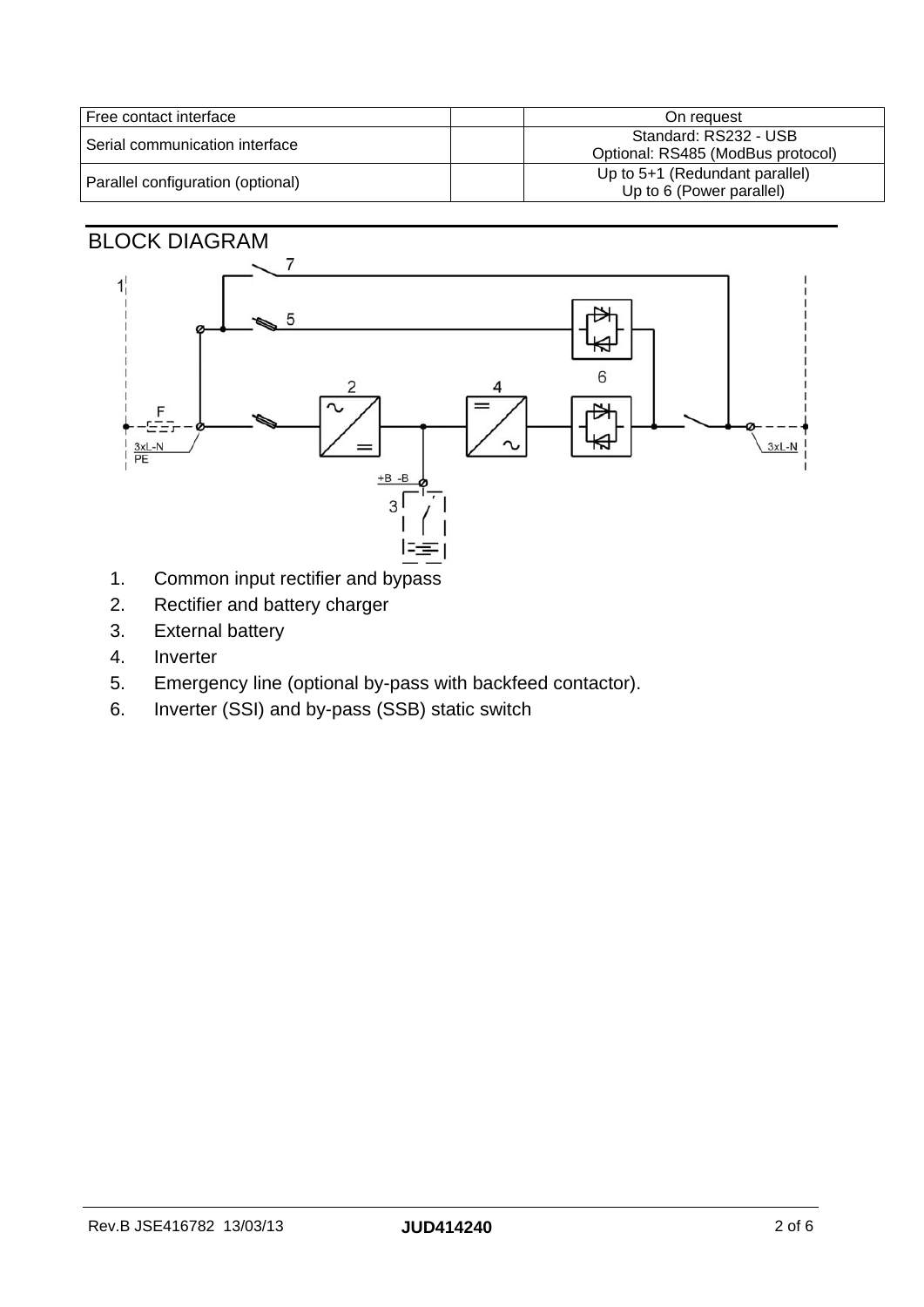| Free contact interface | | On request |
|---|---|---|
| Serial communication interface | | Standard: RS232 - USB<br>Optional: RS485 (ModBus protocol) |
| Parallel configuration (optional) | | Up to 5+1 (Redundant parallel)<br>Up to 6 (Power parallel) |

## BLOCK DIAGRAM

1. Common input rectifier and bypass
2. Rectifier and battery charger
3. External battery
4. Inverter
5. Emergency line (optional by-pass with backfeed contactor).
6. Inverter (SSI) and by-pass (SSB) static switch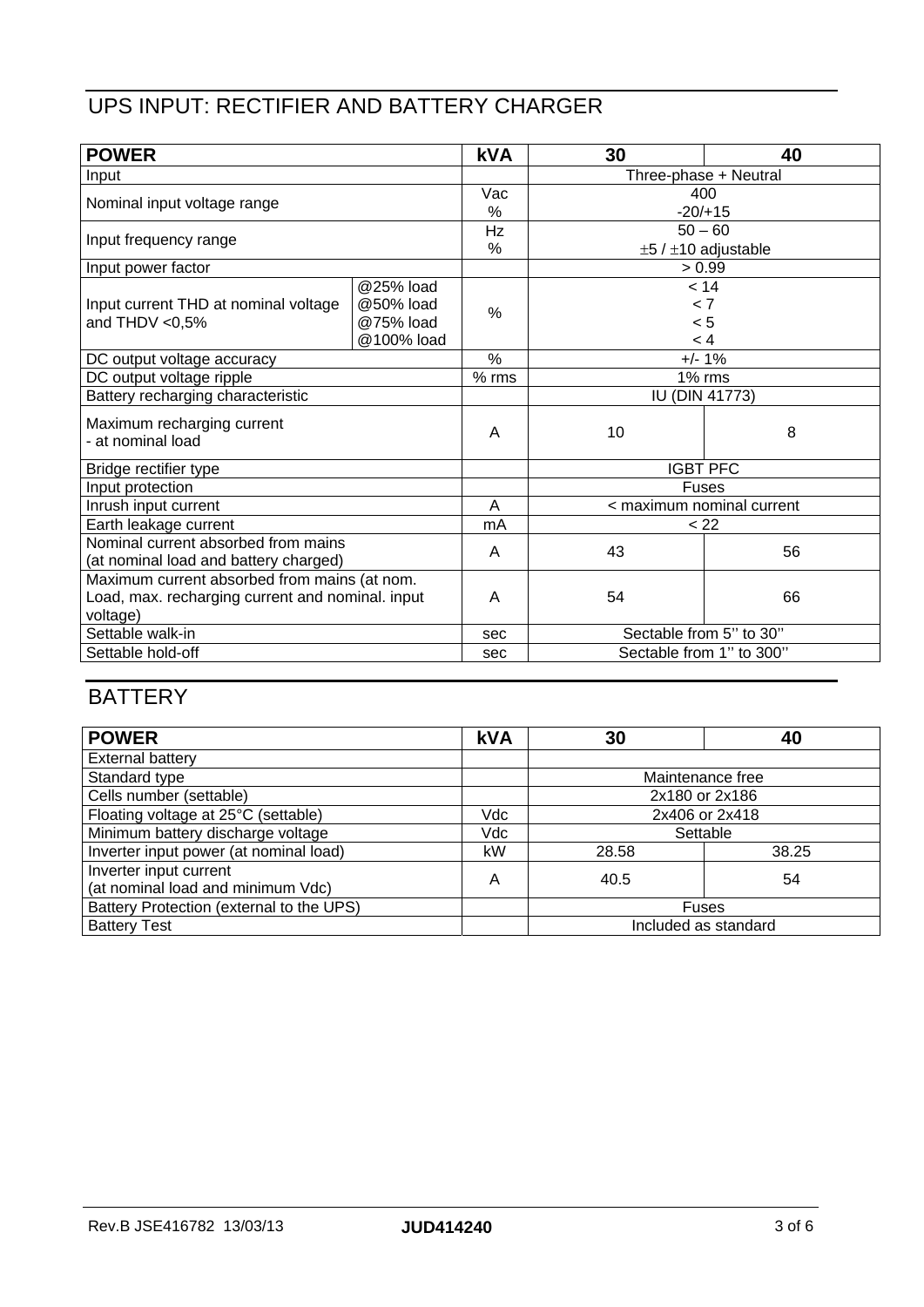## UPS INPUT: RECTIFIER AND BATTERY CHARGER

| POWER | | kVA | 30 | 40 |
|---|---|---|---|---|
| Input | | | Three-phase + Neutral | |
| Nominal input voltage range | | Vac<br>% | 400<br>-20/+15 | |
| Input frequency range | | Hz<br>% | 50 – 60<br>±5 / ±10 adjustable | |
| Input power factor | | | > 0.99 | |
| Input current THD at nominal voltage and THDV <0,5% | @25% load<br>@50% load<br>@75% load<br>@100% load | % | < 14<br>< 7<br>< 5<br>< 4 | |
| DC output voltage accuracy | | % | +/- 1% | |
| DC output voltage ripple | | % rms | 1% rms | |
| Battery recharging characteristic | | | IU (DIN 41773) | |
| Maximum recharging current<br>- at nominal load | | A | 10 | 8 |
| Bridge rectifier type | | | IGBT PFC | |
| Input protection | | | Fuses | |
| Inrush input current | | A | < maximum nominal current | |
| Earth leakage current | | mA | < 22 | |
| Nominal current absorbed from mains (at nominal load and battery charged) | | A | 43 | 56 |
| Maximum current absorbed from mains (at nom. Load, max. recharging current and nominal. input voltage) | | A | 54 | 66 |
| Settable walk-in | | sec | Sectable from 5'' to 30'' | |
| Settable hold-off | | sec | Sectable from 1'' to 300'' | |

## BATTERY

| POWER | kVA | 30 | 40 |
|---|---|---|---|
| External battery | | | |
| Standard type | | Maintenance free | |
| Cells number (settable) | | 2x180 or 2x186 | |
| Floating voltage at 25°C (settable) | Vdc | 2x406 or 2x418 | |
| Minimum battery discharge voltage | Vdc | Settable | |
| Inverter input power (at nominal load) | kW | 28.58 | 38.25 |
| Inverter input current (at nominal load and minimum Vdc) | A | 40.5 | 54 |
| Battery Protection (external to the UPS) | | Fuses | |
| Battery Test | | Included as standard | |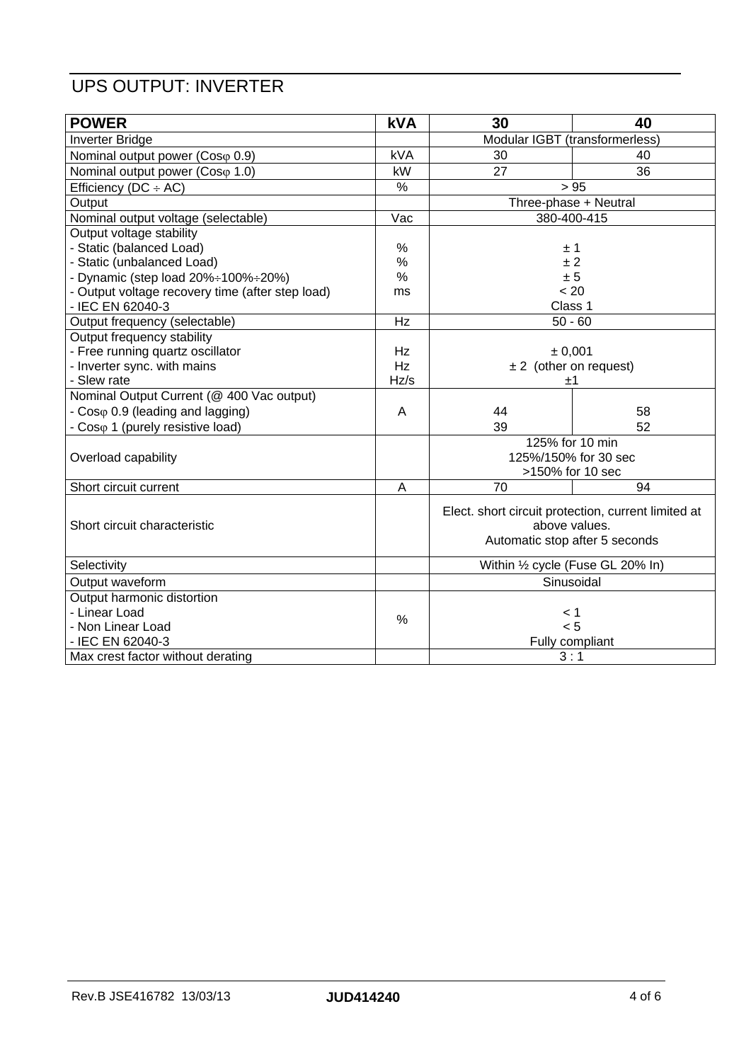## UPS OUTPUT: INVERTER

| **POWER** | **kVA** | **30** | **40** |
|---|---|---|---|
| Inverter Bridge | | Modular IGBT (transformerless) | |
| Nominal output power (Cosφ 0.9) | kVA | 30 | 40 |
| Nominal output power (Cosφ 1.0) | kW | 27 | 36 |
| Efficiency (DC ÷ AC) | % | > 95 | |
| Output | | Three-phase + Neutral | |
| Nominal output voltage (selectable) | Vac | 380-400-415 | |
| Output voltage stability<br>- Static (balanced Load)<br>- Static (unbalanced Load)<br>- Dynamic (step load 20%÷100%÷20%)<br>- Output voltage recovery time (after step load)<br>- IEC EN 62040-3 | <br>%<br>%<br>%<br>ms | <br>± 1<br>± 2<br>± 5<br>< 20<br>Class 1 | |
| Output frequency (selectable) | Hz | 50 - 60 | |
| Output frequency stability<br>- Free running quartz oscillator<br>- Inverter sync. with mains<br>- Slew rate | <br>Hz<br>Hz<br>Hz/s | <br>± 0,001<br>± 2 (other on request)<br>±1 | |
| Nominal Output Current (@ 400 Vac output)<br>- Cosφ 0.9 (leading and lagging)<br>- Cosφ 1 (purely resistive load) | <br>A | <br>44<br>39 | <br>58<br>52 |
| Overload capability | | 125% for 10 min<br>125%/150% for 30 sec<br>>150% for 10 sec | |
| Short circuit current | A | 70 | 94 |
| Short circuit characteristic | | Elect. short circuit protection, current limited at above values.<br>Automatic stop after 5 seconds | |
| Selectivity | | Within ½ cycle (Fuse GL 20% In) | |
| Output waveform | | Sinusoidal | |
| Output harmonic distortion<br>- Linear Load<br>- Non Linear Load<br>- IEC EN 62040-3 | % | <br>< 1<br>< 5<br>Fully compliant | |
| Max crest factor without derating | | 3 : 1 | |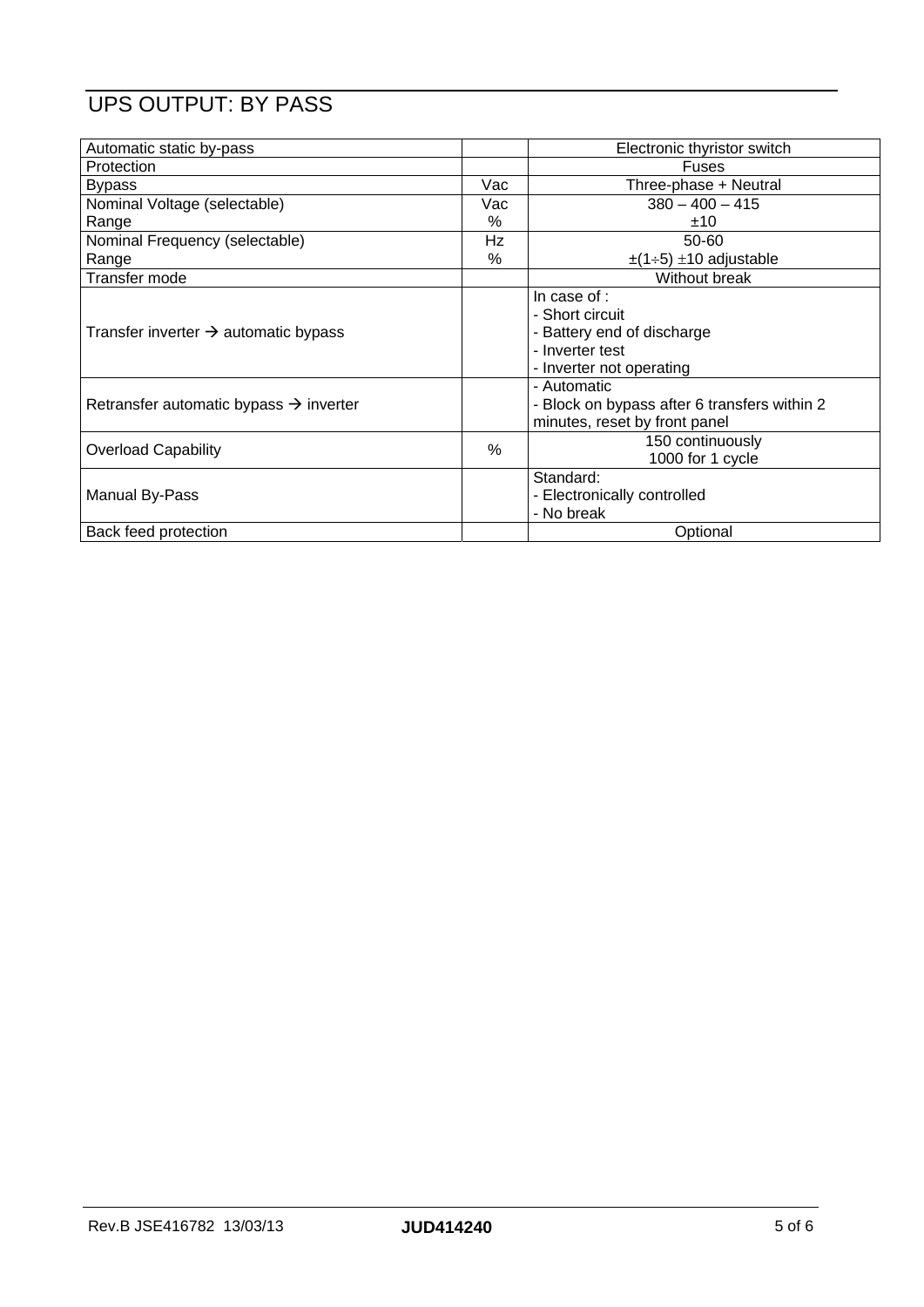# UPS OUTPUT: BY PASS

| | | |
|---|---|---|
| Automatic static by-pass | | Electronic thyristor switch |
| Protection | | Fuses |
| Bypass | Vac | Three-phase + Neutral |
| Nominal Voltage (selectable)<br>Range | Vac<br>% | 380 – 400 – 415<br>±10 |
| Nominal Frequency (selectable)<br>Range | Hz<br>% | 50-60<br>±(1÷5) ±10 adjustable |
| Transfer mode | | Without break |
| Transfer inverter → automatic bypass | | In case of :<br>- Short circuit<br>- Battery end of discharge<br>- Inverter test<br>- Inverter not operating |
| Retransfer automatic bypass → inverter | | - Automatic<br>- Block on bypass after 6 transfers within 2 minutes, reset by front panel |
| Overload Capability | % | 150 continuously<br>1000 for 1 cycle |
| Manual By-Pass | | Standard:<br>- Electronically controlled<br>- No break |
| Back feed protection | | Optional |

Rev.B JSE416782 13/03/13 **JUD414240**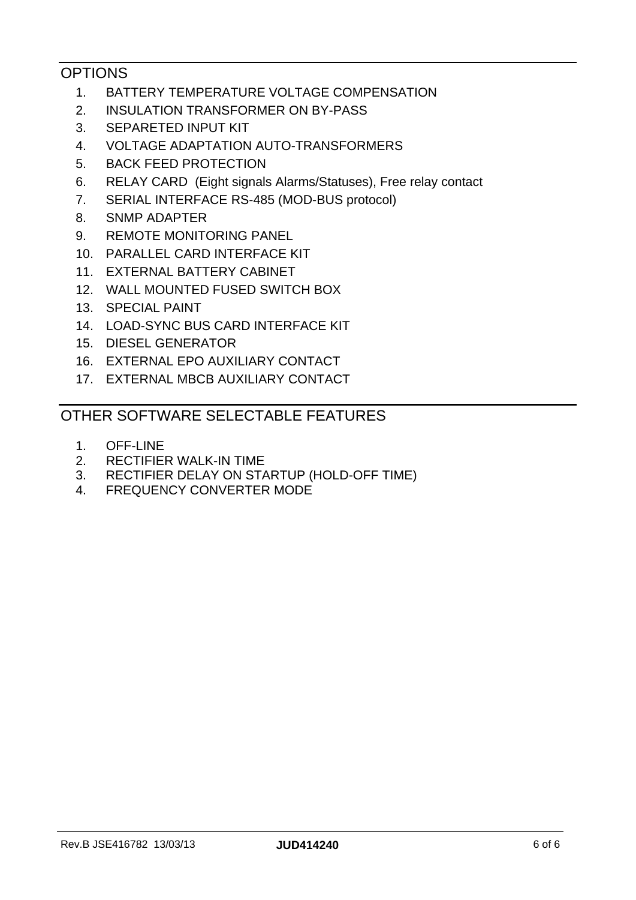## OPTIONS

1. BATTERY TEMPERATURE VOLTAGE COMPENSATION
2. INSULATION TRANSFORMER ON BY-PASS
3. SEPARETED INPUT KIT
4. VOLTAGE ADAPTATION AUTO-TRANSFORMERS
5. BACK FEED PROTECTION
6. RELAY CARD (Eight signals Alarms/Statuses), Free relay contact
7. SERIAL INTERFACE RS-485 (MOD-BUS protocol)
8. SNMP ADAPTER
9. REMOTE MONITORING PANEL
10. PARALLEL CARD INTERFACE KIT
11. EXTERNAL BATTERY CABINET
12. WALL MOUNTED FUSED SWITCH BOX
13. SPECIAL PAINT
14. LOAD-SYNC BUS CARD INTERFACE KIT
15. DIESEL GENERATOR
16. EXTERNAL EPO AUXILIARY CONTACT
17. EXTERNAL MBCB AUXILIARY CONTACT

## OTHER SOFTWARE SELECTABLE FEATURES

1. OFF-LINE
2. RECTIFIER WALK-IN TIME
3. RECTIFIER DELAY ON STARTUP (HOLD-OFF TIME)
4. FREQUENCY CONVERTER MODE